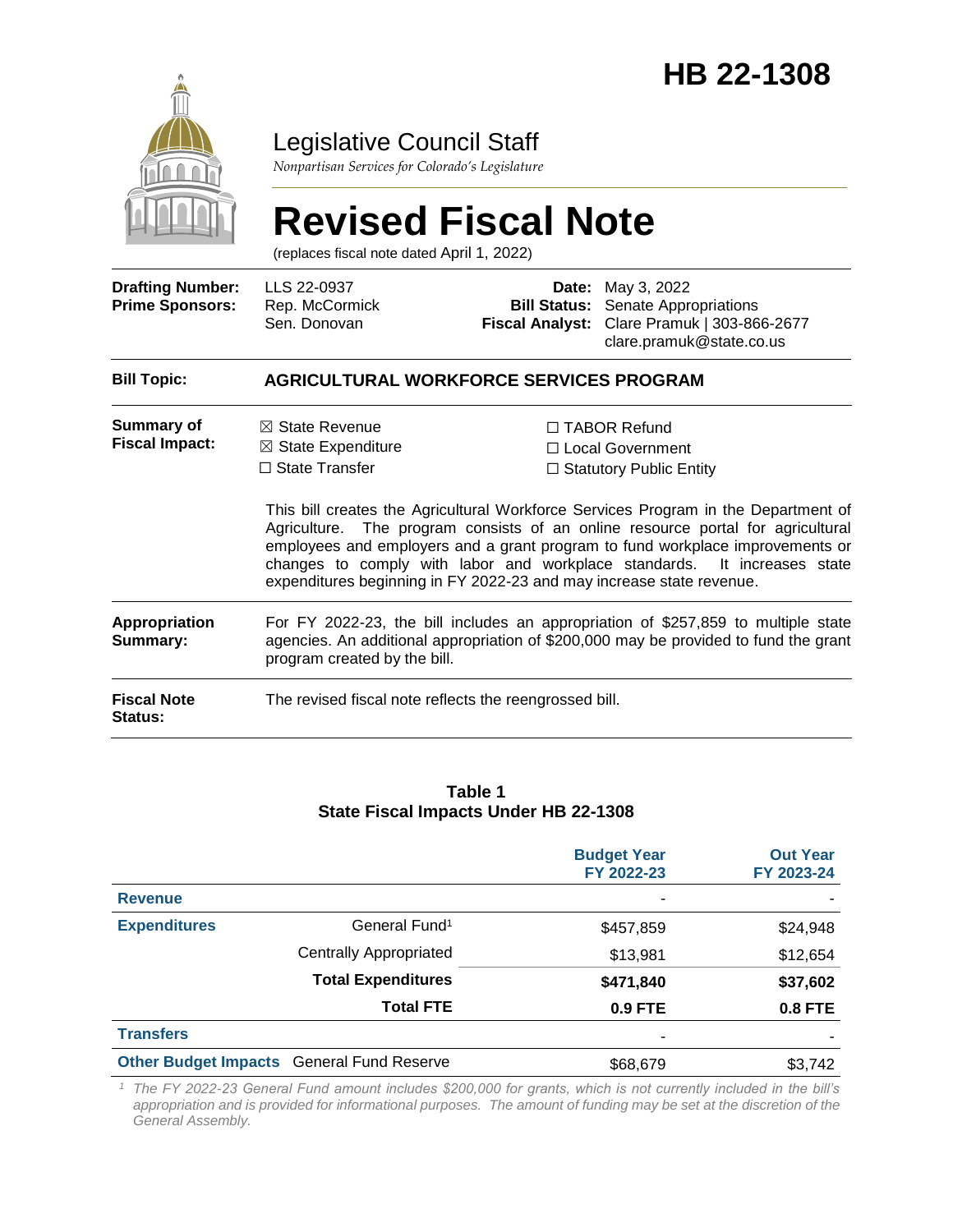# HB 22-1308

## Legislative Council Staff

*Nonpartisan Services for Colorado's Legislature*

# Revised Fiscal Note

(replaces fiscal note dated April 1, 2022)

| | | | |
|---|---|---|---|
| **Drafting Number:** | LLS 22-0937 | **Date:** | May 3, 2022 |
| **Prime Sponsors:** | Rep. McCormick<br>Sen. Donovan | **Bill Status:** | Senate Appropriations |
| | | **Fiscal Analyst:** | Clare Pramuk \| 303-866-2677<br>clare.pramuk@state.co.us |

**Bill Topic:** **AGRICULTURAL WORKFORCE SERVICES PROGRAM**

**Summary of Fiscal Impact:**

☒ State Revenue
☒ State Expenditure
☐ State Transfer
☐ TABOR Refund
☐ Local Government
☐ Statutory Public Entity

This bill creates the Agricultural Workforce Services Program in the Department of Agriculture. The program consists of an online resource portal for agricultural employees and employers and a grant program to fund workplace improvements or changes to comply with labor and workplace standards. It increases state expenditures beginning in FY 2022-23 and may increase state revenue.

**Appropriation Summary:** For FY 2022-23, the bill includes an appropriation of $257,859 to multiple state agencies. An additional appropriation of $200,000 may be provided to fund the grant program created by the bill.

**Fiscal Note Status:** The revised fiscal note reflects the reengrossed bill.

**Table 1**
**State Fiscal Impacts Under HB 22-1308**

| | | Budget Year FY 2022-23 | Out Year FY 2023-24 |
|---|---|---|---|
| **Revenue** | | - | - |
| **Expenditures** | General Fund[1] | $457,859 | $24,948 |
| | Centrally Appropriated | $13,981 | $12,654 |
| | **Total Expenditures** | **$471,840** | **$37,602** |
| | **Total FTE** | **0.9 FTE** | **0.8 FTE** |
| **Transfers** | | - | - |
| **Other Budget Impacts** | General Fund Reserve | $68,679 | $3,742 |

*[1] The FY 2022-23 General Fund amount includes $200,000 for grants, which is not currently included in the bill's appropriation and is provided for informational purposes. The amount of funding may be set at the discretion of the General Assembly.*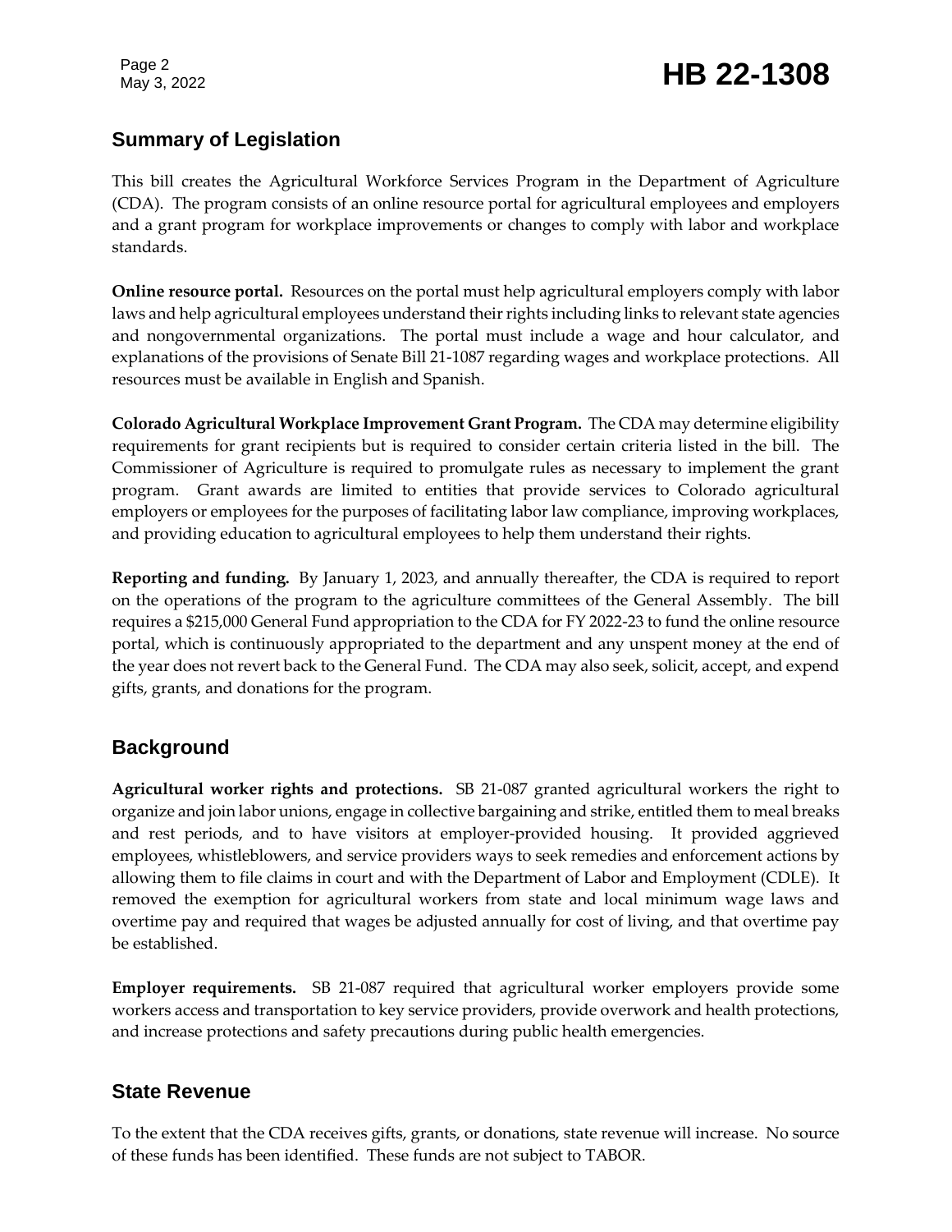## Summary of Legislation

This bill creates the Agricultural Workforce Services Program in the Department of Agriculture (CDA). The program consists of an online resource portal for agricultural employees and employers and a grant program for workplace improvements or changes to comply with labor and workplace standards.

**Online resource portal.** Resources on the portal must help agricultural employers comply with labor laws and help agricultural employees understand their rights including links to relevant state agencies and nongovernmental organizations. The portal must include a wage and hour calculator, and explanations of the provisions of Senate Bill 21-1087 regarding wages and workplace protections. All resources must be available in English and Spanish.

**Colorado Agricultural Workplace Improvement Grant Program.** The CDA may determine eligibility requirements for grant recipients but is required to consider certain criteria listed in the bill. The Commissioner of Agriculture is required to promulgate rules as necessary to implement the grant program. Grant awards are limited to entities that provide services to Colorado agricultural employers or employees for the purposes of facilitating labor law compliance, improving workplaces, and providing education to agricultural employees to help them understand their rights.

**Reporting and funding.** By January 1, 2023, and annually thereafter, the CDA is required to report on the operations of the program to the agriculture committees of the General Assembly. The bill requires a $215,000 General Fund appropriation to the CDA for FY 2022-23 to fund the online resource portal, which is continuously appropriated to the department and any unspent money at the end of the year does not revert back to the General Fund. The CDA may also seek, solicit, accept, and expend gifts, grants, and donations for the program.

## Background

**Agricultural worker rights and protections.** SB 21-087 granted agricultural workers the right to organize and join labor unions, engage in collective bargaining and strike, entitled them to meal breaks and rest periods, and to have visitors at employer-provided housing. It provided aggrieved employees, whistleblowers, and service providers ways to seek remedies and enforcement actions by allowing them to file claims in court and with the Department of Labor and Employment (CDLE). It removed the exemption for agricultural workers from state and local minimum wage laws and overtime pay and required that wages be adjusted annually for cost of living, and that overtime pay be established.

**Employer requirements.** SB 21-087 required that agricultural worker employers provide some workers access and transportation to key service providers, provide overwork and health protections, and increase protections and safety precautions during public health emergencies.

## State Revenue

To the extent that the CDA receives gifts, grants, or donations, state revenue will increase. No source of these funds has been identified. These funds are not subject to TABOR.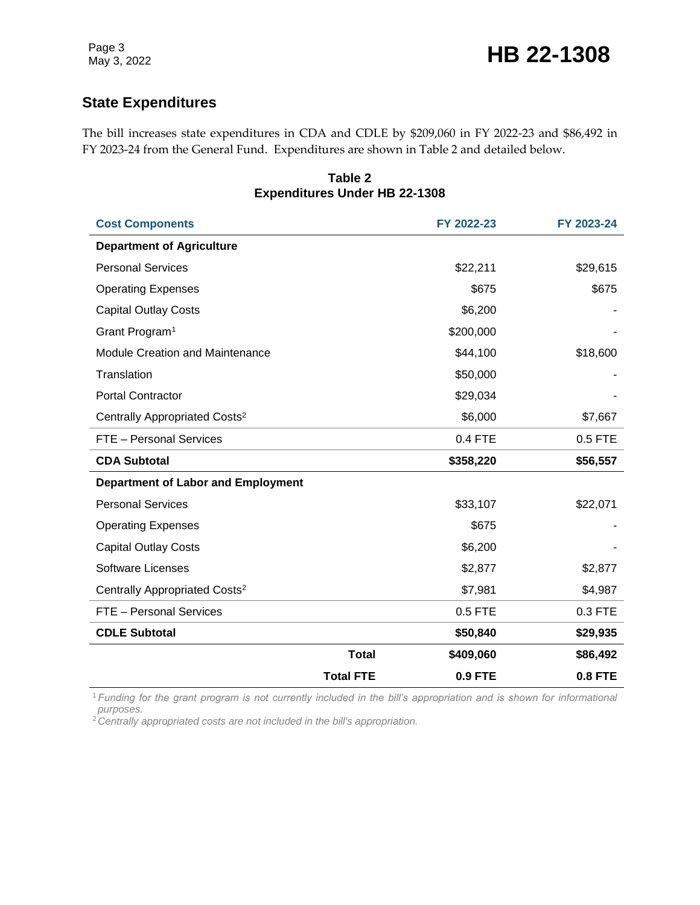## State Expenditures

The bill increases state expenditures in CDA and CDLE by $209,060 in FY 2022-23 and $86,492 in FY 2023-24 from the General Fund. Expenditures are shown in Table 2 and detailed below.

**Table 2**
**Expenditures Under HB 22-1308**

| Cost Components | FY 2022-23 | FY 2023-24 |
|---|---|---|
| **Department of Agriculture** | | |
| Personal Services | $22,211 | $29,615 |
| Operating Expenses | $675 | $675 |
| Capital Outlay Costs | $6,200 | - |
| Grant Program[1] | $200,000 | - |
| Module Creation and Maintenance | $44,100 | $18,600 |
| Translation | $50,000 | - |
| Portal Contractor | $29,034 | - |
| Centrally Appropriated Costs[2] | $6,000 | $7,667 |
| FTE – Personal Services | 0.4 FTE | 0.5 FTE |
| **CDA Subtotal** | **$358,220** | **$56,557** |
| **Department of Labor and Employment** | | |
| Personal Services | $33,107 | $22,071 |
| Operating Expenses | $675 | - |
| Capital Outlay Costs | $6,200 | - |
| Software Licenses | $2,877 | $2,877 |
| Centrally Appropriated Costs[2] | $7,981 | $4,987 |
| FTE – Personal Services | 0.5 FTE | 0.3 FTE |
| **CDLE Subtotal** | **$50,840** | **$29,935** |
| **Total** | **$409,060** | **$86,492** |
| **Total FTE** | **0.9 FTE** | **0.8 FTE** |

[1] *Funding for the grant program is not currently included in the bill's appropriation and is shown for informational purposes.*
[2] *Centrally appropriated costs are not included in the bill's appropriation.*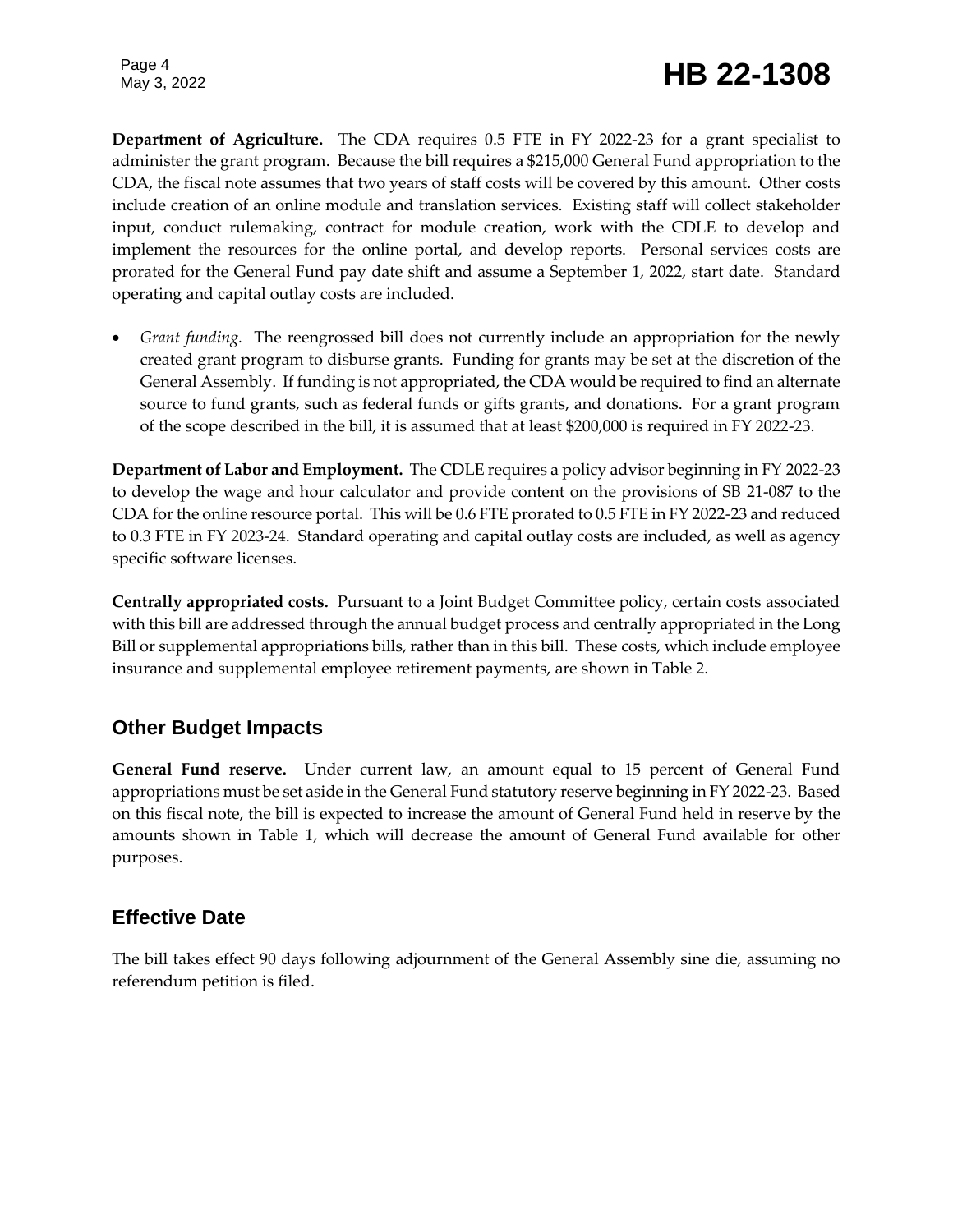**Department of Agriculture.** The CDA requires 0.5 FTE in FY 2022-23 for a grant specialist to administer the grant program. Because the bill requires a $215,000 General Fund appropriation to the CDA, the fiscal note assumes that two years of staff costs will be covered by this amount. Other costs include creation of an online module and translation services. Existing staff will collect stakeholder input, conduct rulemaking, contract for module creation, work with the CDLE to develop and implement the resources for the online portal, and develop reports. Personal services costs are prorated for the General Fund pay date shift and assume a September 1, 2022, start date. Standard operating and capital outlay costs are included.

- *Grant funding.* The reengrossed bill does not currently include an appropriation for the newly created grant program to disburse grants. Funding for grants may be set at the discretion of the General Assembly. If funding is not appropriated, the CDA would be required to find an alternate source to fund grants, such as federal funds or gifts grants, and donations. For a grant program of the scope described in the bill, it is assumed that at least $200,000 is required in FY 2022-23.

**Department of Labor and Employment.** The CDLE requires a policy advisor beginning in FY 2022-23 to develop the wage and hour calculator and provide content on the provisions of SB 21-087 to the CDA for the online resource portal. This will be 0.6 FTE prorated to 0.5 FTE in FY 2022-23 and reduced to 0.3 FTE in FY 2023-24. Standard operating and capital outlay costs are included, as well as agency specific software licenses.

**Centrally appropriated costs.** Pursuant to a Joint Budget Committee policy, certain costs associated with this bill are addressed through the annual budget process and centrally appropriated in the Long Bill or supplemental appropriations bills, rather than in this bill. These costs, which include employee insurance and supplemental employee retirement payments, are shown in Table 2.

## Other Budget Impacts

**General Fund reserve.** Under current law, an amount equal to 15 percent of General Fund appropriations must be set aside in the General Fund statutory reserve beginning in FY 2022-23. Based on this fiscal note, the bill is expected to increase the amount of General Fund held in reserve by the amounts shown in Table 1, which will decrease the amount of General Fund available for other purposes.

## Effective Date

The bill takes effect 90 days following adjournment of the General Assembly sine die, assuming no referendum petition is filed.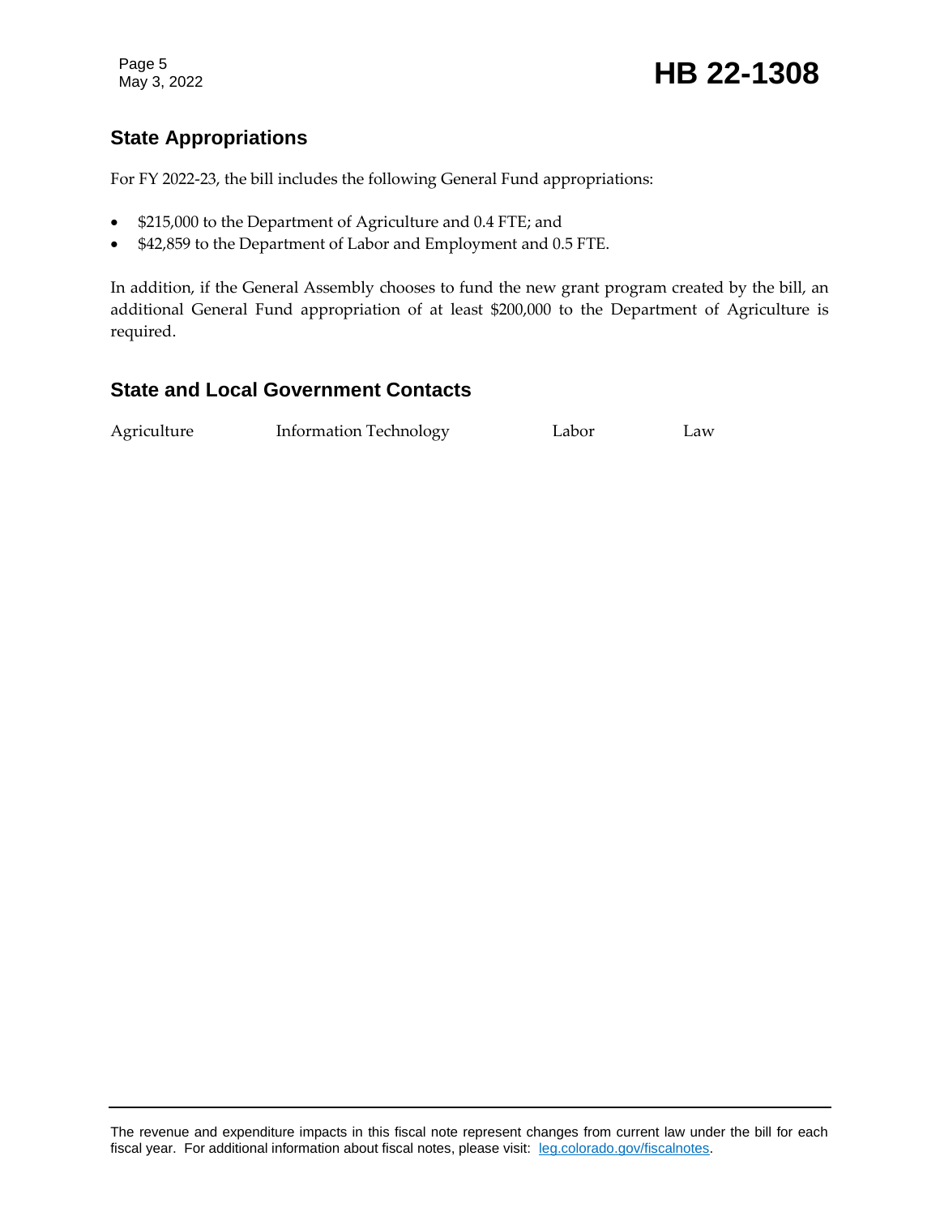## State Appropriations

For FY 2022-23, the bill includes the following General Fund appropriations:

- $215,000 to the Department of Agriculture and 0.4 FTE; and
- $42,859 to the Department of Labor and Employment and 0.5 FTE.

In addition, if the General Assembly chooses to fund the new grant program created by the bill, an additional General Fund appropriation of at least $200,000 to the Department of Agriculture is required.

## State and Local Government Contacts

| | | | |
|---|---|---|---|
| Agriculture | Information Technology | Labor | Law |

The revenue and expenditure impacts in this fiscal note represent changes from current law under the bill for each fiscal year. For additional information about fiscal notes, please visit: leg.colorado.gov/fiscalnotes.